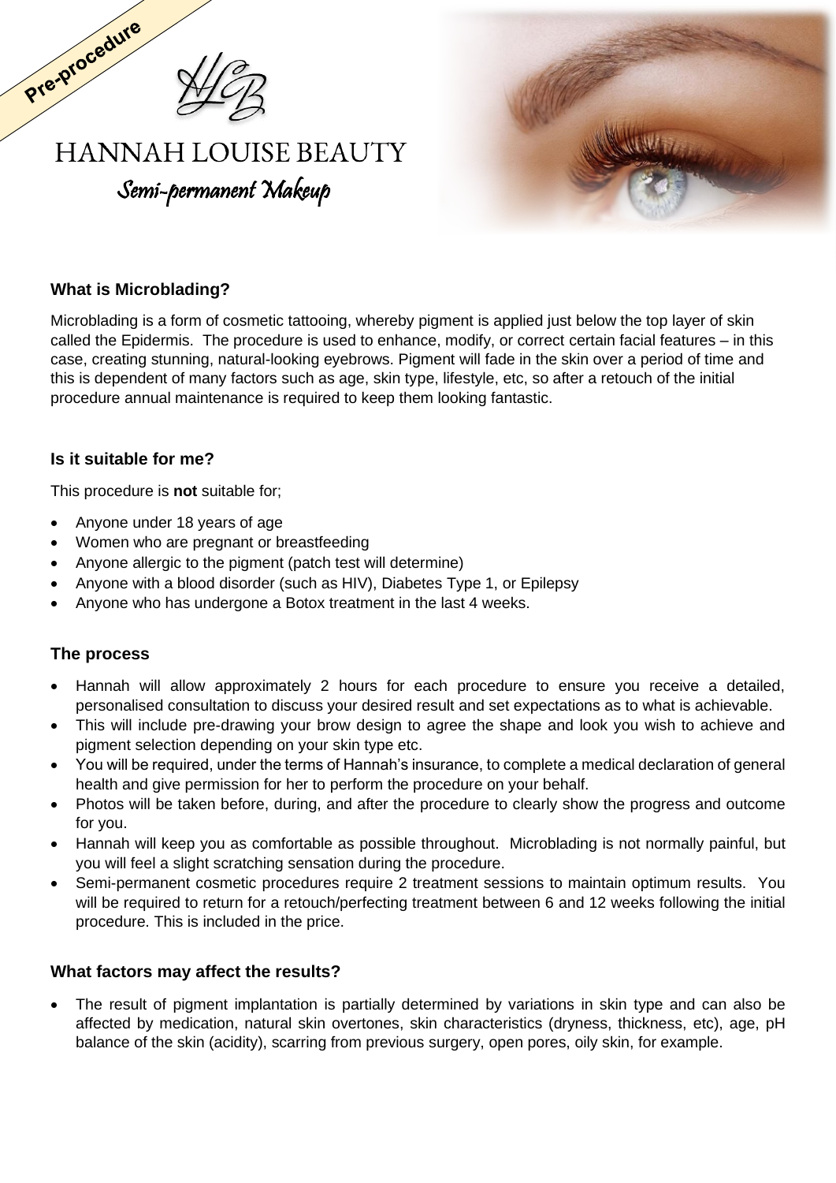Pre-procedure

# HANNAH LOUISE BEAUTY

*Semi-permanent Makeup*

### What is Microblading?

Microblading is a form of cosmetic tattooing, whereby pigment is applied just below the top layer of skin called the Epidermis. The procedure is used to enhance, modify, or correct certain facial features – in this case, creating stunning, natural-looking eyebrows. Pigment will fade in the skin over a period of time and this is dependent of many factors such as age, skin type, lifestyle, etc, so after a retouch of the initial procedure annual maintenance is required to keep them looking fantastic.

### Is it suitable for me?

This procedure is **not** suitable for;

- Anyone under 18 years of age
- Women who are pregnant or breastfeeding
- Anyone allergic to the pigment (patch test will determine)
- Anyone with a blood disorder (such as HIV), Diabetes Type 1, or Epilepsy
- Anyone who has undergone a Botox treatment in the last 4 weeks.

### The process

- Hannah will allow approximately 2 hours for each procedure to ensure you receive a detailed, personalised consultation to discuss your desired result and set expectations as to what is achievable.
- This will include pre-drawing your brow design to agree the shape and look you wish to achieve and pigment selection depending on your skin type etc.
- You will be required, under the terms of Hannah's insurance, to complete a medical declaration of general health and give permission for her to perform the procedure on your behalf.
- Photos will be taken before, during, and after the procedure to clearly show the progress and outcome for you.
- Hannah will keep you as comfortable as possible throughout. Microblading is not normally painful, but you will feel a slight scratching sensation during the procedure.
- Semi-permanent cosmetic procedures require 2 treatment sessions to maintain optimum results. You will be required to return for a retouch/perfecting treatment between 6 and 12 weeks following the initial procedure. This is included in the price.

### What factors may affect the results?

- The result of pigment implantation is partially determined by variations in skin type and can also be affected by medication, natural skin overtones, skin characteristics (dryness, thickness, etc), age, pH balance of the skin (acidity), scarring from previous surgery, open pores, oily skin, for example.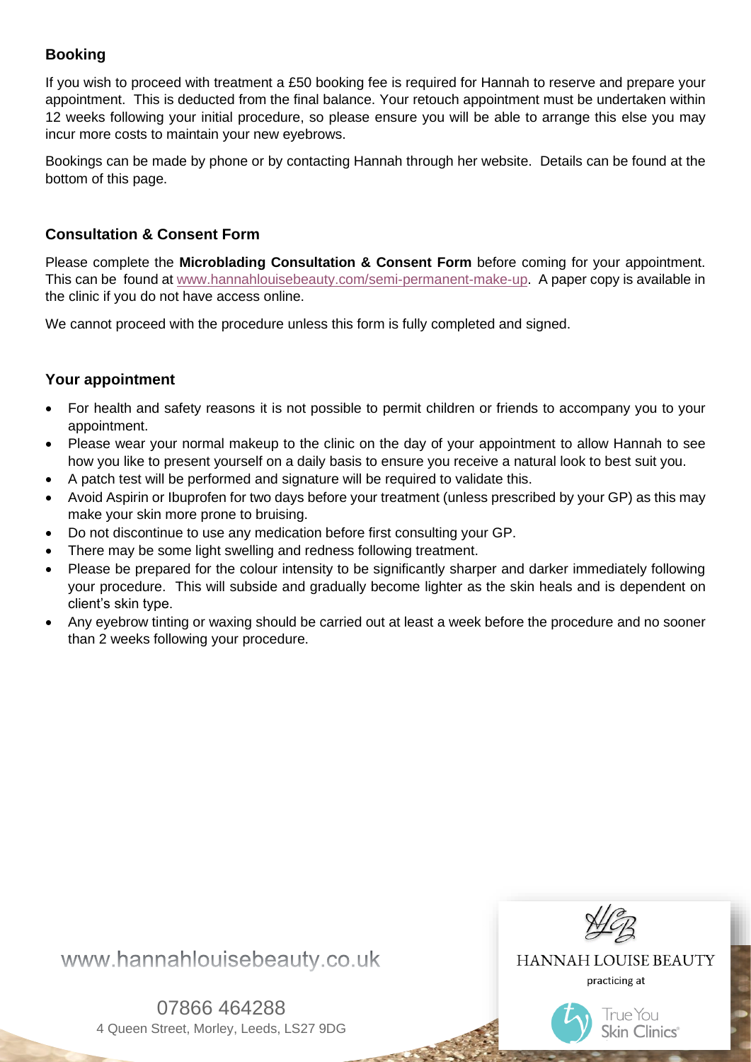## Booking

If you wish to proceed with treatment a £50 booking fee is required for Hannah to reserve and prepare your appointment. This is deducted from the final balance. Your retouch appointment must be undertaken within 12 weeks following your initial procedure, so please ensure you will be able to arrange this else you may incur more costs to maintain your new eyebrows.

Bookings can be made by phone or by contacting Hannah through her website. Details can be found at the bottom of this page.

## Consultation & Consent Form

Please complete the **Microblading Consultation & Consent Form** before coming for your appointment. This can be found at www.hannahlouisebeauty.com/semi-permanent-make-up. A paper copy is available in the clinic if you do not have access online.

We cannot proceed with the procedure unless this form is fully completed and signed.

## Your appointment

- For health and safety reasons it is not possible to permit children or friends to accompany you to your appointment.
- Please wear your normal makeup to the clinic on the day of your appointment to allow Hannah to see how you like to present yourself on a daily basis to ensure you receive a natural look to best suit you.
- A patch test will be performed and signature will be required to validate this.
- Avoid Aspirin or Ibuprofen for two days before your treatment (unless prescribed by your GP) as this may make your skin more prone to bruising.
- Do not discontinue to use any medication before first consulting your GP.
- There may be some light swelling and redness following treatment.
- Please be prepared for the colour intensity to be significantly sharper and darker immediately following your procedure. This will subside and gradually become lighter as the skin heals and is dependent on client's skin type.
- Any eyebrow tinting or waxing should be carried out at least a week before the procedure and no sooner than 2 weeks following your procedure.

www.hannahlouisebeauty.co.uk

07866 464288
4 Queen Street, Morley, Leeds, LS27 9DG

HANNAH LOUISE BEAUTY
practicing at
True You Skin Clinics